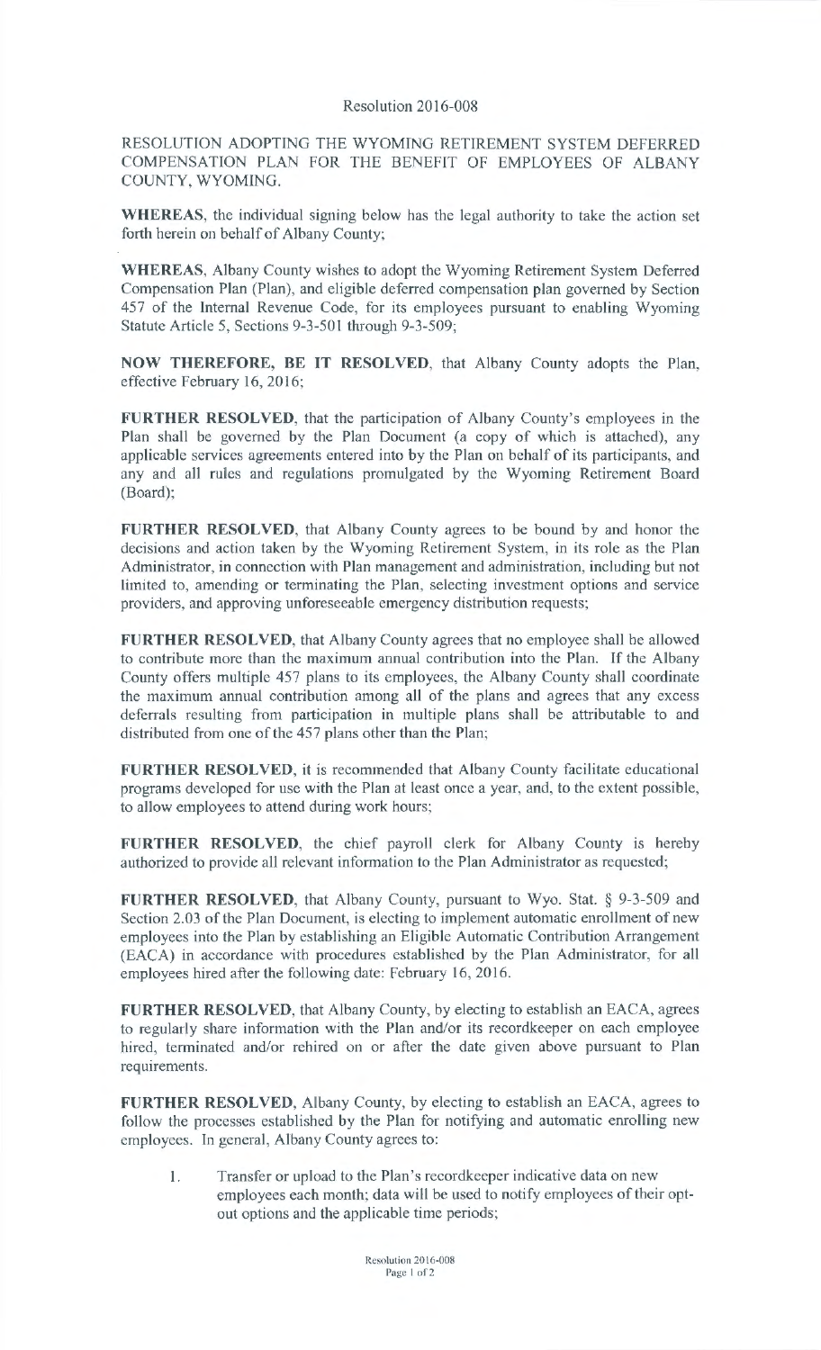Resolution 2016-008

RESOLUTION ADOPTING THE WYOMING RETIREMENT SYSTEM DEFERRED COMPENSATION PLAN FOR THE BENEFIT OF EMPLOYEES OF ALBANY COUNTY, WYOMING.

**WHEREAS**, the individual signing below has the legal authority to take the action set forth herein on behalf of Albany County;

**WHEREAS**, Albany County wishes to adopt the Wyoming Retirement System Deferred Compensation Plan (Plan), and eligible deferred compensation plan governed by Section 457 of the Internal Revenue Code, for its employees pursuant to enabling Wyoming Statute Article 5, Sections 9-3-501 through 9-3-509;

**NOW THEREFORE, BE IT RESOLVED**, that Albany County adopts the Plan, effective February 16, 2016;

**FURTHER RESOLVED**, that the participation of Albany County's employees in the Plan shall be governed by the Plan Document (a copy of which is attached), any applicable services agreements entered into by the Plan on behalf of its participants, and any and all rules and regulations promulgated by the Wyoming Retirement Board (Board);

**FURTHER RESOLVED**, that Albany County agrees to be bound by and honor the decisions and action taken by the Wyoming Retirement System, in its role as the Plan Administrator, in connection with Plan management and administration, including but not limited to, amending or terminating the Plan, selecting investment options and service providers, and approving unforeseeable emergency distribution requests;

**FURTHER RESOLVED**, that Albany County agrees that no employee shall be allowed to contribute more than the maximum annual contribution into the Plan. If the Albany County offers multiple 457 plans to its employees, the Albany County shall coordinate the maximum annual contribution among all of the plans and agrees that any excess deferrals resulting from participation in multiple plans shall be attributable to and distributed from one of the 457 plans other than the Plan;

**FURTHER RESOLVED**, it is recommended that Albany County facilitate educational programs developed for use with the Plan at least once a year, and, to the extent possible, to allow employees to attend during work hours;

**FURTHER RESOLVED**, the chief payroll clerk for Albany County is hereby authorized to provide all relevant information to the Plan Administrator as requested;

**FURTHER RESOLVED**, that Albany County, pursuant to Wyo. Stat. § 9-3-509 and Section 2.03 of the Plan Document, is electing to implement automatic enrollment of new employees into the Plan by establishing an Eligible Automatic Contribution Arrangement (EACA) in accordance with procedures established by the Plan Administrator, for all employees hired after the following date: February 16, 2016.

**FURTHER RESOLVED**, that Albany County, by electing to establish an EACA, agrees to regularly share information with the Plan and/or its recordkeeper on each employee hired, terminated and/or rehired on or after the date given above pursuant to Plan requirements.

**FURTHER RESOLVED**, Albany County, by electing to establish an EACA, agrees to follow the processes established by the Plan for notifying and automatic enrolling new employees. In general, Albany County agrees to:

1. Transfer or upload to the Plan's recordkeeper indicative data on new employees each month; data will be used to notify employees of their opt-out options and the applicable time periods;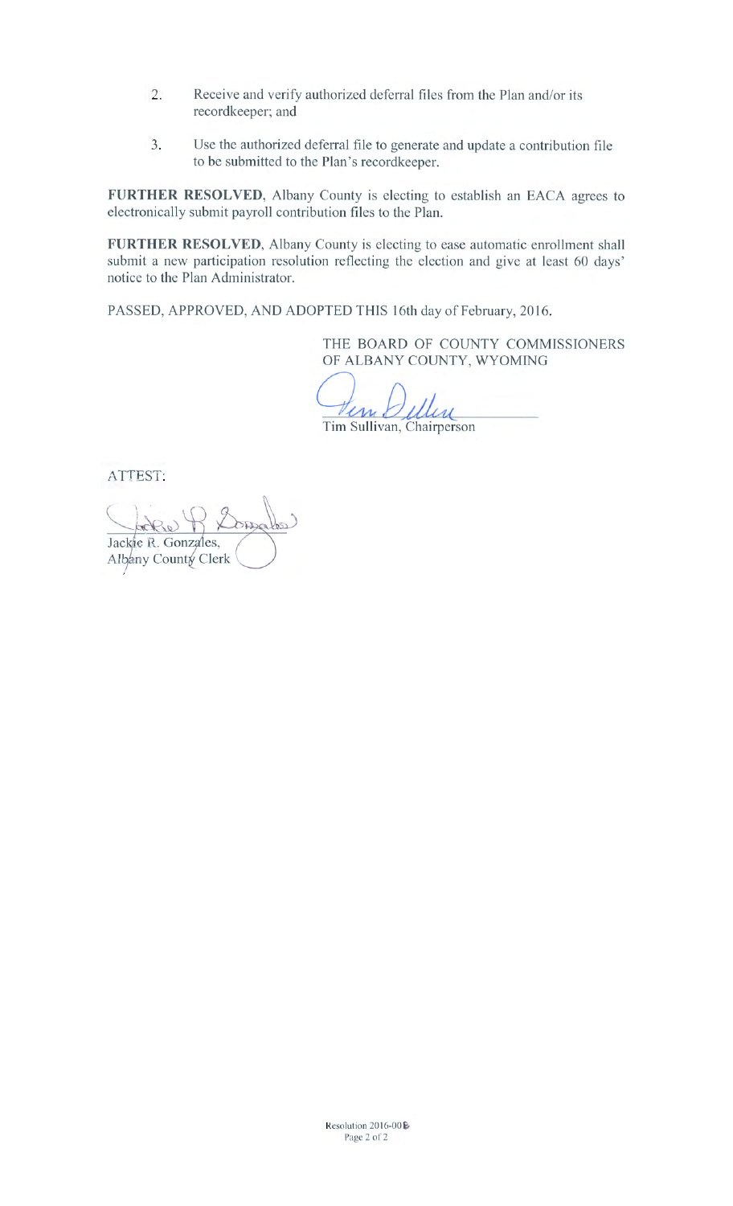2. Receive and verify authorized deferral files from the Plan and/or its recordkeeper; and

3. Use the authorized deferral file to generate and update a contribution file to be submitted to the Plan's recordkeeper.

**FURTHER RESOLVED**, Albany County is electing to establish an EACA agrees to electronically submit payroll contribution files to the Plan.

**FURTHER RESOLVED**, Albany County is electing to ease automatic enrollment shall submit a new participation resolution reflecting the election and give at least 60 days' notice to the Plan Administrator.

PASSED, APPROVED, AND ADOPTED THIS 16th day of February, 2016.

THE BOARD OF COUNTY COMMISSIONERS
OF ALBANY COUNTY, WYOMING

Tim Sullivan, Chairperson

ATTEST:

Jackie R. Gonzales,
Albany County Clerk